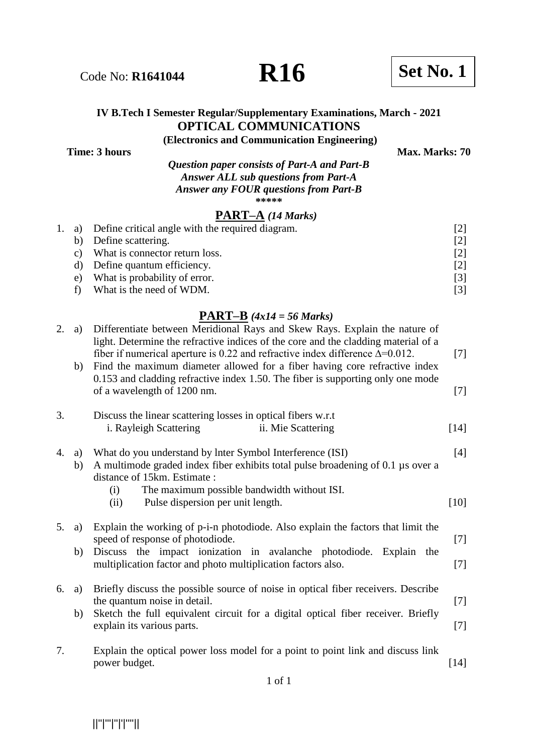Code No: **R1641044** **R16** **Set No. 1**

**IV B.Tech I Semester Regular/Supplementary Examinations, March - 2021**
**OPTICAL COMMUNICATIONS**
**(Electronics and Communication Engineering)**

**Time: 3 hours** **Max. Marks: 70**

***Question paper consists of Part-A and Part-B***
***Answer ALL sub questions from Part-A***
***Answer any FOUR questions from Part-B***

\*\*\*\*\*

## PART–A *(14 Marks)*

1. a) Define critical angle with the required diagram. [2]
   b) Define scattering. [2]
   c) What is connector return loss. [2]
   d) Define quantum efficiency. [2]
   e) What is probability of error. [3]
   f) What is the need of WDM. [3]

## PART–B *(4x14 = 56 Marks)*

2. a) Differentiate between Meridional Rays and Skew Rays. Explain the nature of light. Determine the refractive indices of the core and the cladding material of a fiber if numerical aperture is 0.22 and refractive index difference $\Delta$=0.012. [7]
   b) Find the maximum diameter allowed for a fiber having core refractive index 0.153 and cladding refractive index 1.50. The fiber is supporting only one mode of a wavelength of 1200 nm. [7]

3. Discuss the linear scattering losses in optical fibers w.r.t
   i. Rayleigh Scattering  ii. Mie Scattering [14]

4. a) What do you understand by lnter Symbol Interference (ISI) [4]
   b) A multimode graded index fiber exhibits total pulse broadening of 0.1 µs over a distance of 15km. Estimate :
      (i) The maximum possible bandwidth without ISI.
      (ii) Pulse dispersion per unit length. [10]

5. a) Explain the working of p-i-n photodiode. Also explain the factors that limit the speed of response of photodiode. [7]
   b) Discuss the impact ionization in avalanche photodiode. Explain the multiplication factor and photo multiplication factors also. [7]

6. a) Briefly discuss the possible source of noise in optical fiber receivers. Describe the quantum noise in detail. [7]
   b) Sketch the full equivalent circuit for a digital optical fiber receiver. Briefly explain its various parts. [7]

7. Explain the optical power loss model for a point to point link and discuss link power budget. [14]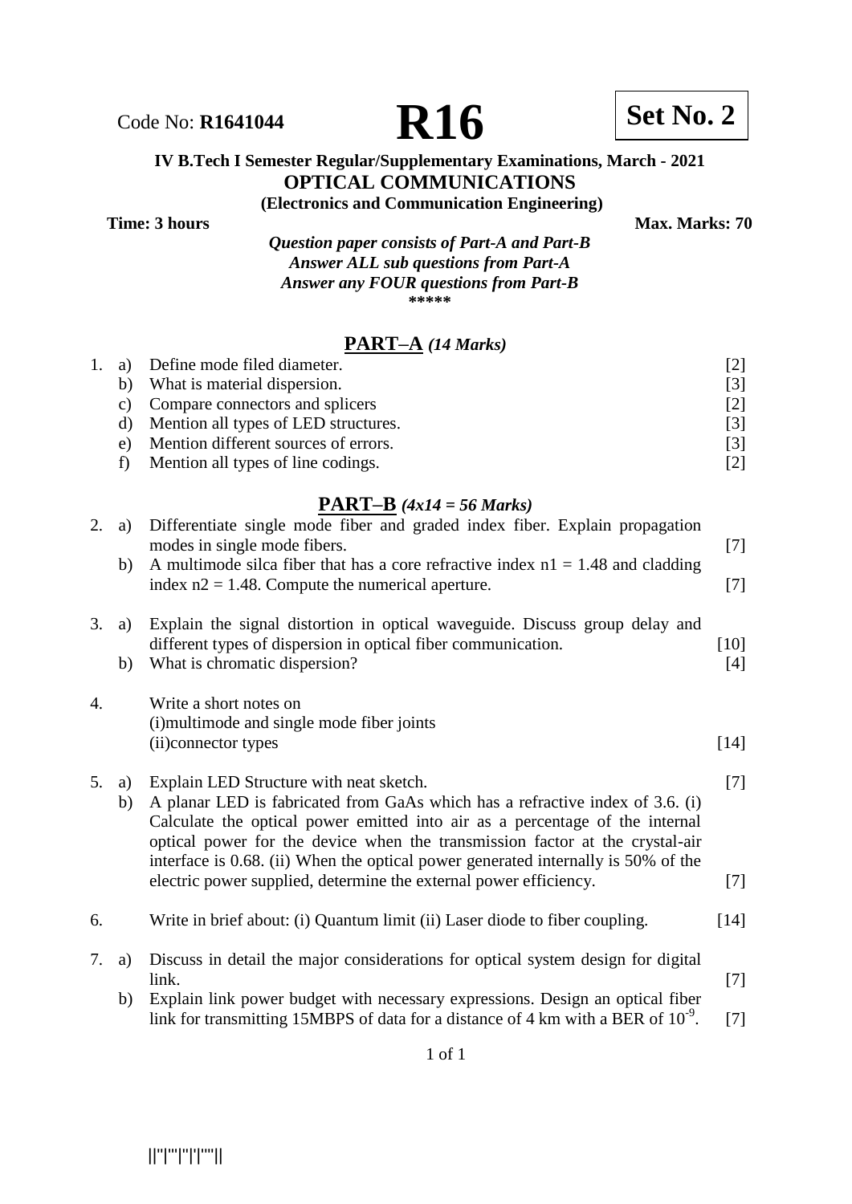Code No: **R1641044**

# R16

**Set No. 2**

**IV B.Tech I Semester Regular/Supplementary Examinations, March - 2021**

**OPTICAL COMMUNICATIONS**

**(Electronics and Communication Engineering)**

**Time: 3 hours** **Max. Marks: 70**

***Question paper consists of Part-A and Part-B***
***Answer ALL sub questions from Part-A***
***Answer any FOUR questions from Part-B***

\*\*\*\*\*

## PART–A *(14 Marks)*

1. a) Define mode filed diameter. [2]
   b) What is material dispersion. [3]
   c) Compare connectors and splicers [2]
   d) Mention all types of LED structures. [3]
   e) Mention different sources of errors. [3]
   f) Mention all types of line codings. [2]

## PART–B *(4x14 = 56 Marks)*

2. a) Differentiate single mode fiber and graded index fiber. Explain propagation modes in single mode fibers. [7]
   b) A multimode silca fiber that has a core refractive index $n1 = 1.48$ and cladding index $n2 = 1.48$. Compute the numerical aperture. [7]

3. a) Explain the signal distortion in optical waveguide. Discuss group delay and different types of dispersion in optical fiber communication. [10]
   b) What is chromatic dispersion? [4]

4. Write a short notes on
   (i)multimode and single mode fiber joints
   (ii)connector types [14]

5. a) Explain LED Structure with neat sketch. [7]
   b) A planar LED is fabricated from GaAs which has a refractive index of 3.6. (i) Calculate the optical power emitted into air as a percentage of the internal optical power for the device when the transmission factor at the crystal-air interface is 0.68. (ii) When the optical power generated internally is 50% of the electric power supplied, determine the external power efficiency. [7]

6. Write in brief about: (i) Quantum limit (ii) Laser diode to fiber coupling. [14]

7. a) Discuss in detail the major considerations for optical system design for digital link. [7]
   b) Explain link power budget with necessary expressions. Design an optical fiber link for transmitting 15MBPS of data for a distance of 4 km with a BER of $10^{-9}$. [7]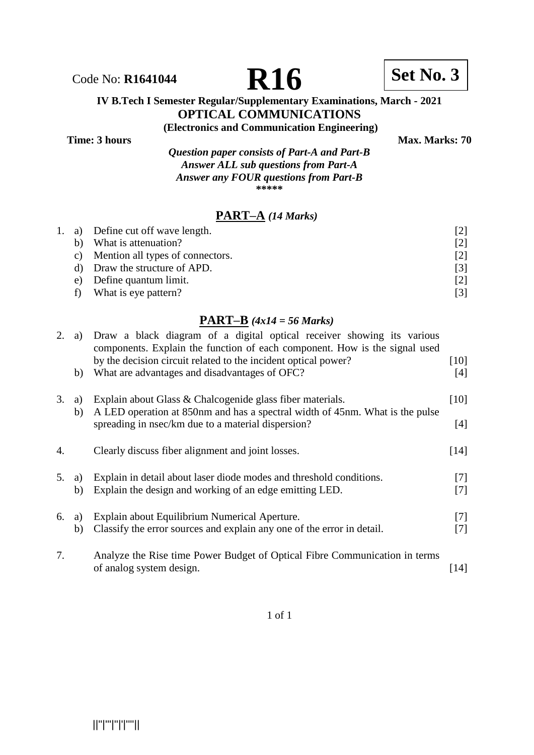Code No: **R1641044** **R16** **Set No. 3**

**IV B.Tech I Semester Regular/Supplementary Examinations, March - 2021**

## OPTICAL COMMUNICATIONS

**(Electronics and Communication Engineering)**

**Time: 3 hours** **Max. Marks: 70**

***Question paper consists of Part-A and Part-B***
***Answer ALL sub questions from Part-A***
***Answer any FOUR questions from Part-B***

\*\*\*\*\*

## PART–A *(14 Marks)*

1\. a) Define cut off wave length. [2]
   b) What is attenuation? [2]
   c) Mention all types of connectors. [2]
   d) Draw the structure of APD. [3]
   e) Define quantum limit. [2]
   f) What is eye pattern? [3]

## PART–B *(4x14 = 56 Marks)*

2\. a) Draw a black diagram of a digital optical receiver showing its various components. Explain the function of each component. How is the signal used by the decision circuit related to the incident optical power? [10]
   b) What are advantages and disadvantages of OFC? [4]

3\. a) Explain about Glass & Chalcogenide glass fiber materials. [10]
   b) A LED operation at 850nm and has a spectral width of 45nm. What is the pulse spreading in nsec/km due to a material dispersion? [4]

4\. Clearly discuss fiber alignment and joint losses. [14]

5\. a) Explain in detail about laser diode modes and threshold conditions. [7]
   b) Explain the design and working of an edge emitting LED. [7]

6\. a) Explain about Equilibrium Numerical Aperture. [7]
   b) Classify the error sources and explain any one of the error in detail. [7]

7\. Analyze the Rise time Power Budget of Optical Fibre Communication in terms of analog system design. [14]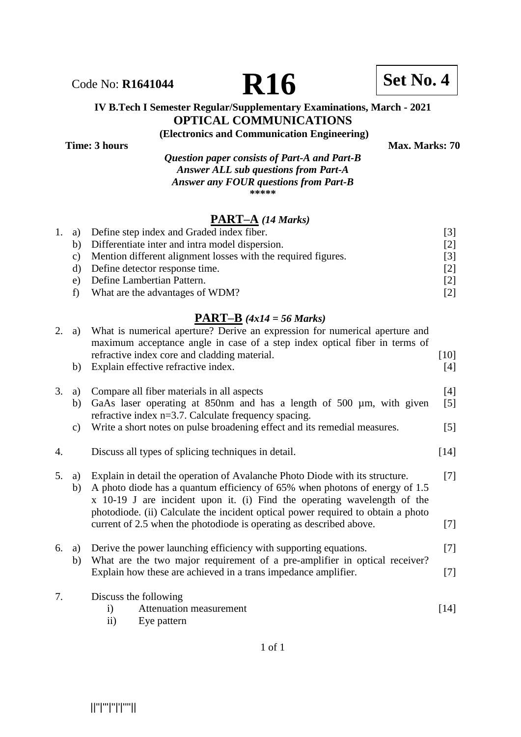Code No: **R1641044** **R16** **Set No. 4**

**IV B.Tech I Semester Regular/Supplementary Examinations, March - 2021**

**OPTICAL COMMUNICATIONS**

**(Electronics and Communication Engineering)**

**Time: 3 hours** **Max. Marks: 70**

***Question paper consists of Part-A and Part-B***
***Answer ALL sub questions from Part-A***
***Answer any FOUR questions from Part-B***
*****

## PART–A *(14 Marks)*

1. a) Define step index and Graded index fiber. [3]
   b) Differentiate inter and intra model dispersion. [2]
   c) Mention different alignment losses with the required figures. [3]
   d) Define detector response time. [2]
   e) Define Lambertian Pattern. [2]
   f) What are the advantages of WDM? [2]

## PART–B *(4x14 = 56 Marks)*

2. a) What is numerical aperture? Derive an expression for numerical aperture and maximum acceptance angle in case of a step index optical fiber in terms of refractive index core and cladding material. [10]
   b) Explain effective refractive index. [4]

3. a) Compare all fiber materials in all aspects [4]
   b) GaAs laser operating at 850nm and has a length of 500 µm, with given refractive index n=3.7. Calculate frequency spacing. [5]
   c) Write a short notes on pulse broadening effect and its remedial measures. [5]

4. Discuss all types of splicing techniques in detail. [14]

5. a) Explain in detail the operation of Avalanche Photo Diode with its structure. [7]
   b) A photo diode has a quantum efficiency of 65% when photons of energy of 1.5 x 10-19 J are incident upon it. (i) Find the operating wavelength of the photodiode. (ii) Calculate the incident optical power required to obtain a photo current of 2.5 when the photodiode is operating as described above. [7]

6. a) Derive the power launching efficiency with supporting equations. [7]
   b) What are the two major requirement of a pre-amplifier in optical receiver? Explain how these are achieved in a trans impedance amplifier. [7]

7. Discuss the following [14]
   i) Attenuation measurement
   ii) Eye pattern